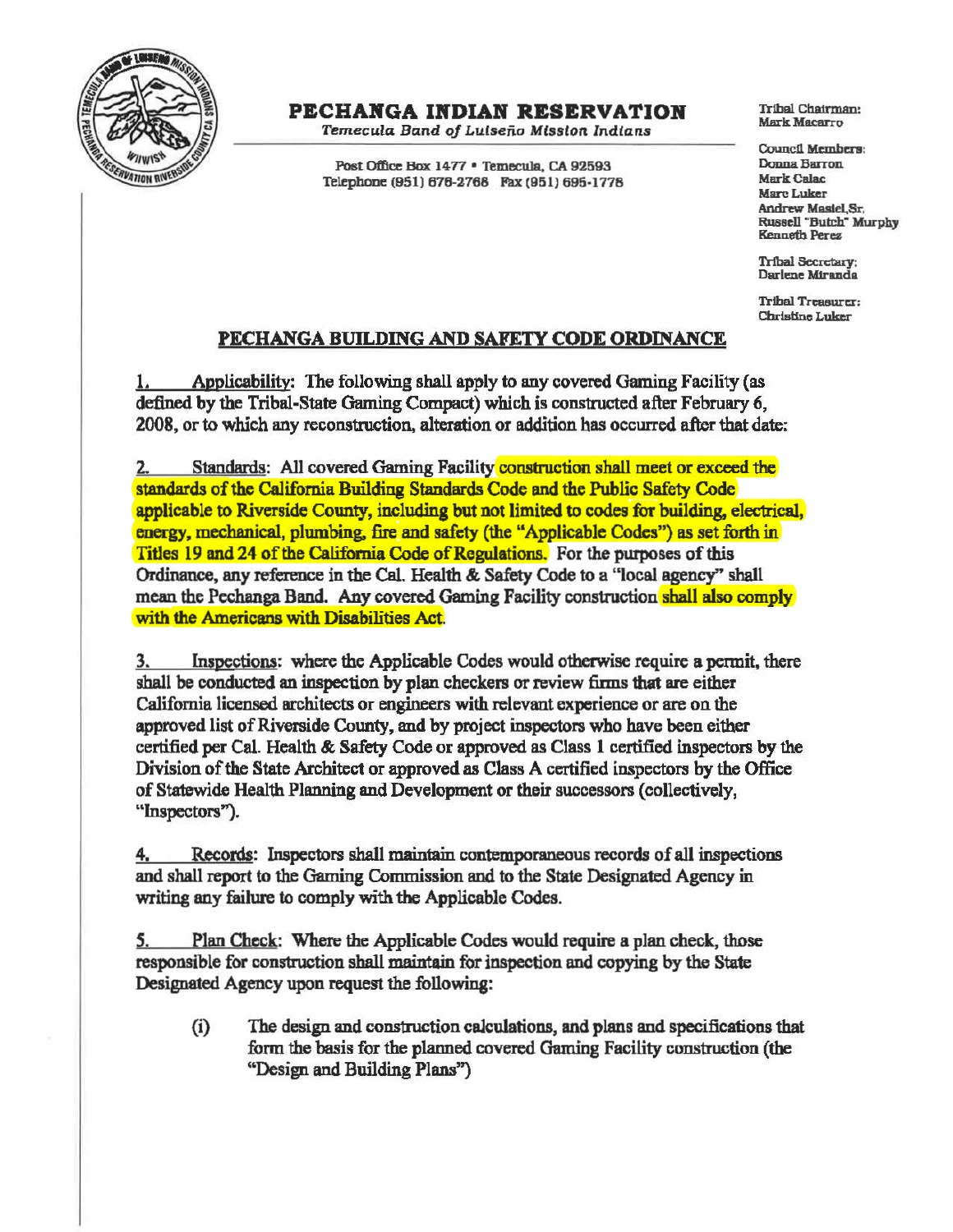# PECHANGA INDIAN RESERVATION

*Temecula Band of Luiseño Mission Indians*

Post Office Box 1477 • Temecula, CA 92593
Telephone (951) 676-2768 Fax (951) 695-1778

Tribal Chairman:
Mark Macarro

Council Members:
Donna Barron
Mark Calac
Marc Luker
Andrew Masiel, Sr.
Russell "Butch" Murphy
Kenneth Perez

Tribal Secretary:
Darlene Miranda

Tribal Treasurer:
Christine Luker

## PECHANGA BUILDING AND SAFETY CODE ORDINANCE

1. Applicability: The following shall apply to any covered Gaming Facility (as defined by the Tribal-State Gaming Compact) which is constructed after February 6, 2008, or to which any reconstruction, alteration or addition has occurred after that date:

2. Standards: All covered Gaming Facility construction shall meet or exceed the standards of the California Building Standards Code and the Public Safety Code applicable to Riverside County, including but not limited to codes for building, electrical, energy, mechanical, plumbing, fire and safety (the "Applicable Codes") as set forth in Titles 19 and 24 of the California Code of Regulations. For the purposes of this Ordinance, any reference in the Cal. Health & Safety Code to a "local agency" shall mean the Pechanga Band. Any covered Gaming Facility construction shall also comply with the Americans with Disabilities Act.

3. Inspections: where the Applicable Codes would otherwise require a permit, there shall be conducted an inspection by plan checkers or review firms that are either California licensed architects or engineers with relevant experience or are on the approved list of Riverside County, and by project inspectors who have been either certified per Cal. Health & Safety Code or approved as Class 1 certified inspectors by the Division of the State Architect or approved as Class A certified inspectors by the Office of Statewide Health Planning and Development or their successors (collectively, "Inspectors").

4. Records: Inspectors shall maintain contemporaneous records of all inspections and shall report to the Gaming Commission and to the State Designated Agency in writing any failure to comply with the Applicable Codes.

5. Plan Check: Where the Applicable Codes would require a plan check, those responsible for construction shall maintain for inspection and copying by the State Designated Agency upon request the following:

   (i) The design and construction calculations, and plans and specifications that form the basis for the planned covered Gaming Facility construction (the "Design and Building Plans")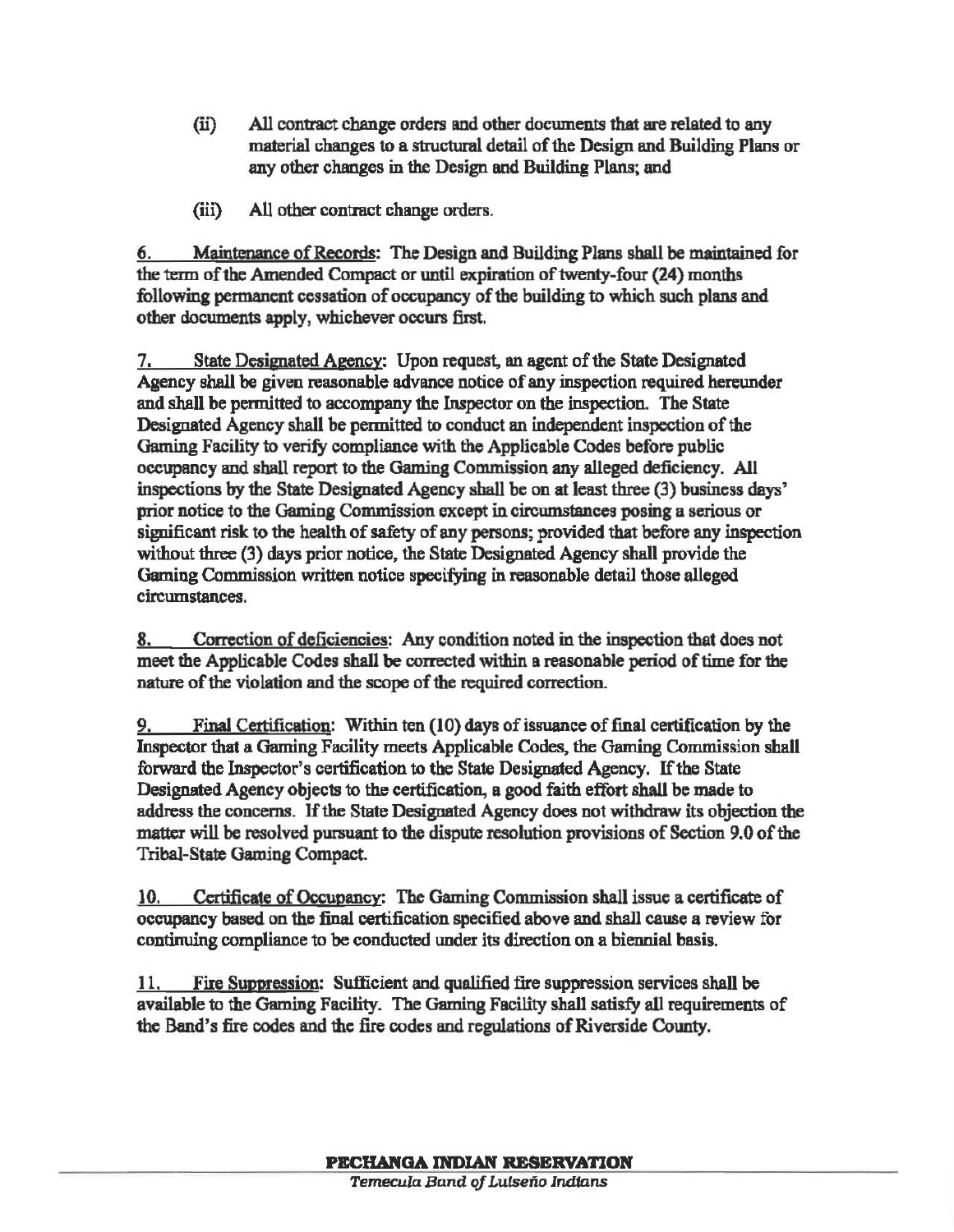(ii) All contract change orders and other documents that are related to any material changes to a structural detail of the Design and Building Plans or any other changes in the Design and Building Plans; and

(iii) All other contract change orders.

6. Maintenance of Records: The Design and Building Plans shall be maintained for the term of the Amended Compact or until expiration of twenty-four (24) months following permanent cessation of occupancy of the building to which such plans and other documents apply, whichever occurs first.

7. State Designated Agency: Upon request, an agent of the State Designated Agency shall be given reasonable advance notice of any inspection required hereunder and shall be permitted to accompany the Inspector on the inspection. The State Designated Agency shall be permitted to conduct an independent inspection of the Gaming Facility to verify compliance with the Applicable Codes before public occupancy and shall report to the Gaming Commission any alleged deficiency. All inspections by the State Designated Agency shall be on at least three (3) business days' prior notice to the Gaming Commission except in circumstances posing a serious or significant risk to the health of safety of any persons; provided that before any inspection without three (3) days prior notice, the State Designated Agency shall provide the Gaming Commission written notice specifying in reasonable detail those alleged circumstances.

8. Correction of deficiencies: Any condition noted in the inspection that does not meet the Applicable Codes shall be corrected within a reasonable period of time for the nature of the violation and the scope of the required correction.

9. Final Certification: Within ten (10) days of issuance of final certification by the Inspector that a Gaming Facility meets Applicable Codes, the Gaming Commission shall forward the Inspector's certification to the State Designated Agency. If the State Designated Agency objects to the certification, a good faith effort shall be made to address the concerns. If the State Designated Agency does not withdraw its objection the matter will be resolved pursuant to the dispute resolution provisions of Section 9.0 of the Tribal-State Gaming Compact.

10. Certificate of Occupancy: The Gaming Commission shall issue a certificate of occupancy based on the final certification specified above and shall cause a review for continuing compliance to be conducted under its direction on a biennial basis.

11. Fire Suppression: Sufficient and qualified fire suppression services shall be available to the Gaming Facility. The Gaming Facility shall satisfy all requirements of the Band's fire codes and the fire codes and regulations of Riverside County.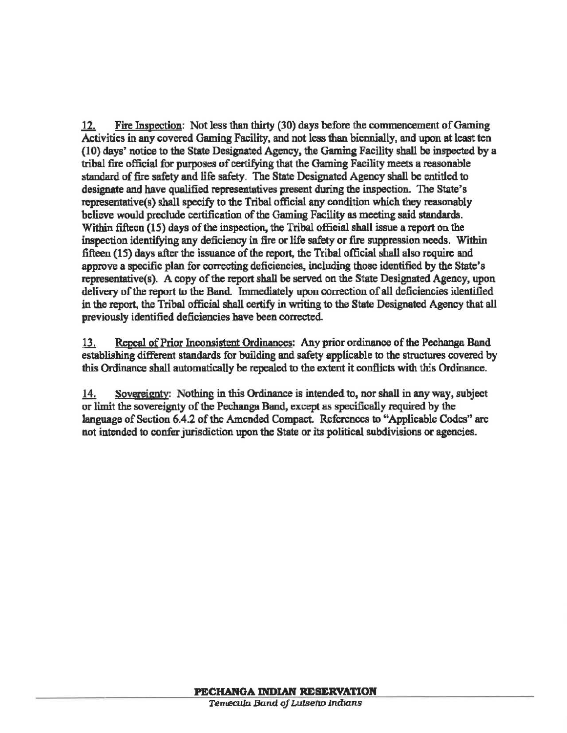12. <u>Fire Inspection</u>: Not less than thirty (30) days before the commencement of Gaming Activities in any covered Gaming Facility, and not less than biennially, and upon at least ten (10) days' notice to the State Designated Agency, the Gaming Facility shall be inspected by a tribal fire official for purposes of certifying that the Gaming Facility meets a reasonable standard of fire safety and life safety. The State Designated Agency shall be entitled to designate and have qualified representatives present during the inspection. The State's representative(s) shall specify to the Tribal official any condition which they reasonably believe would preclude certification of the Gaming Facility as meeting said standards. Within fifteen (15) days of the inspection, the Tribal official shall issue a report on the inspection identifying any deficiency in fire or life safety or fire suppression needs. Within fifteen (15) days after the issuance of the report, the Tribal official shall also require and approve a specific plan for correcting deficiencies, including those identified by the State's representative(s). A copy of the report shall be served on the State Designated Agency, upon delivery of the report to the Band. Immediately upon correction of all deficiencies identified in the report, the Tribal official shall certify in writing to the State Designated Agency that all previously identified deficiencies have been corrected.

13. <u>Repeal of Prior Inconsistent Ordinances</u>: Any prior ordinance of the Pechanga Band establishing different standards for building and safety applicable to the structures covered by this Ordinance shall automatically be repealed to the extent it conflicts with this Ordinance.

14. <u>Sovereignty</u>: Nothing in this Ordinance is intended to, nor shall in any way, subject or limit the sovereignty of the Pechanga Band, except as specifically required by the language of Section 6.4.2 of the Amended Compact. References to "Applicable Codes" are not intended to confer jurisdiction upon the State or its political subdivisions or agencies.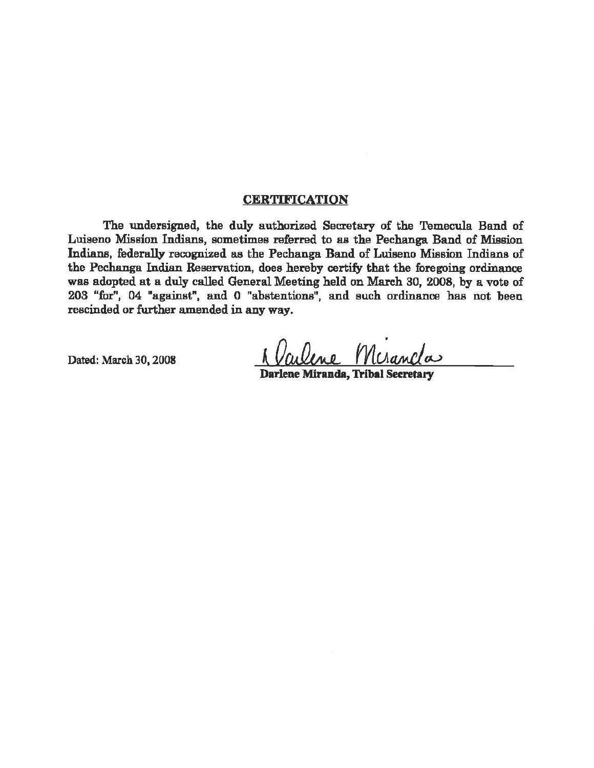## CERTIFICATION

The undersigned, the duly authorized Secretary of the Temecula Band of Luiseno Mission Indians, sometimes referred to as the Pechanga Band of Mission Indians, federally recognized as the Pechanga Band of Luiseno Mission Indians of the Pechanga Indian Reservation, does hereby certify that the foregoing ordinance was adopted at a duly called General Meeting held on March 30, 2008, by a vote of 203 "for", 04 "against", and 0 "abstentions", and such ordinance has not been rescinded or further amended in any way.

Dated: March 30, 2008

Darlene Miranda

**Darlene Miranda, Tribal Secretary**